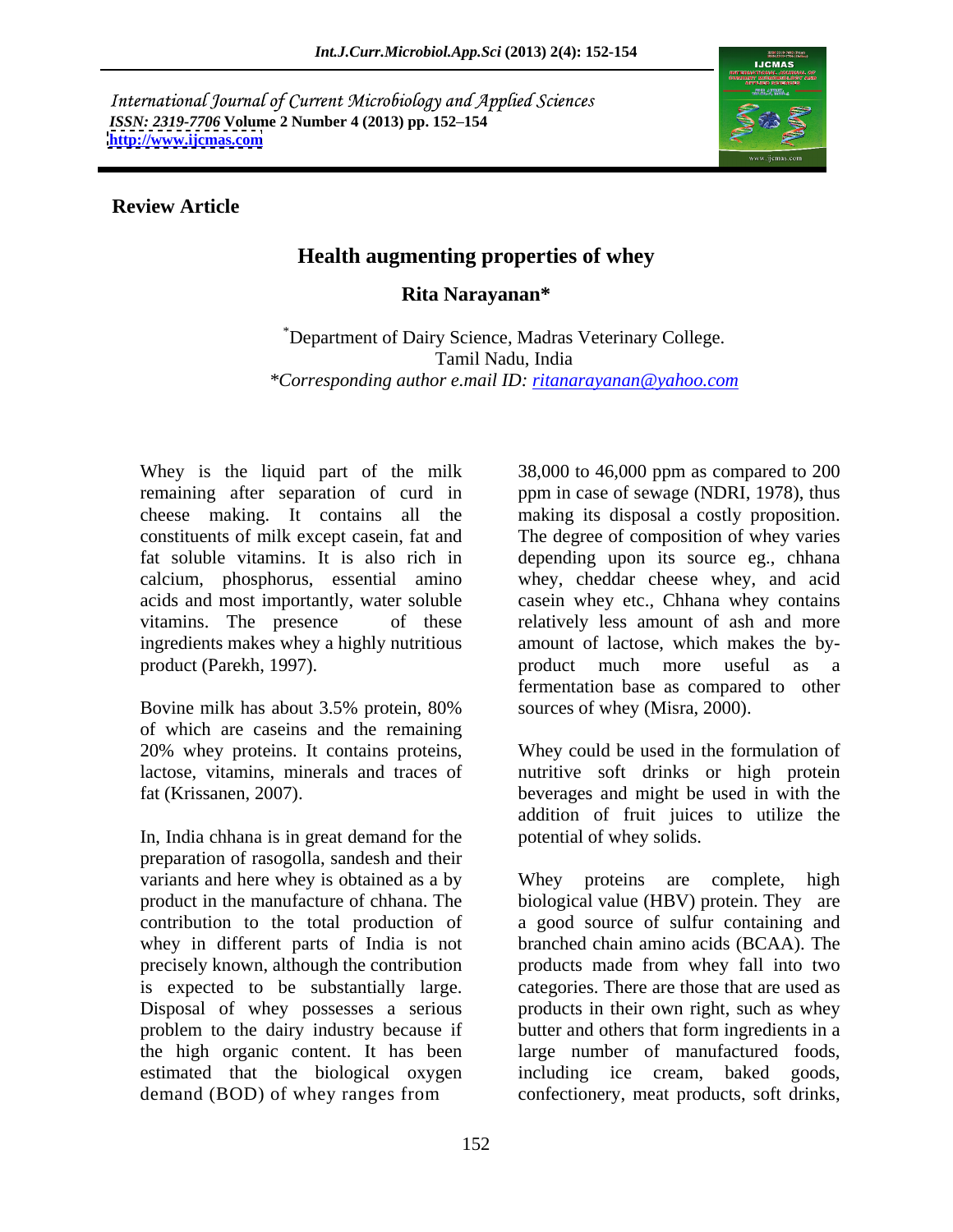International Journal of Current Microbiology and Applied Sciences
*ISSN: 2319-7706* **Volume 2 Number 4 (2013) pp. 152–154**
**http://www.ijcmas.com**

**Review Article**

# Health augmenting properties of whey

**Rita Narayanan***

*Department of Dairy Science, Madras Veterinary College. Tamil Nadu, India
*\*Corresponding author e.mail ID: ritanarayanan@yahoo.com*

Whey is the liquid part of the milk remaining after separation of curd in cheese making. It contains all the constituents of milk except casein, fat and fat soluble vitamins. It is also rich in calcium, phosphorus, essential amino acids and most importantly, water soluble vitamins. The presence of these ingredients makes whey a highly nutritious product (Parekh, 1997).

Bovine milk has about 3.5% protein, 80% of which are caseins and the remaining 20% whey proteins. It contains proteins, lactose, vitamins, minerals and traces of fat (Krissanen, 2007).

In, India chhana is in great demand for the preparation of rasogolla, sandesh and their variants and here whey is obtained as a by product in the manufacture of chhana. The contribution to the total production of whey in different parts of India is not precisely known, although the contribution is expected to be substantially large. Disposal of whey possesses a serious problem to the dairy industry because if the high organic content. It has been estimated that the biological oxygen demand (BOD) of whey ranges from 38,000 to 46,000 ppm as compared to 200 ppm in case of sewage (NDRI, 1978), thus making its disposal a costly proposition. The degree of composition of whey varies depending upon its source eg., chhana whey, cheddar cheese whey, and acid casein whey etc., Chhana whey contains relatively less amount of ash and more amount of lactose, which makes the by-product much more useful as a fermentation base as compared to other sources of whey (Misra, 2000).

Whey could be used in the formulation of nutritive soft drinks or high protein beverages and might be used in with the addition of fruit juices to utilize the potential of whey solids.

Whey proteins are complete, high biological value (HBV) protein. They are a good source of sulfur containing and branched chain amino acids (BCAA). The products made from whey fall into two categories. There are those that are used as products in their own right, such as whey butter and others that form ingredients in a large number of manufactured foods, including ice cream, baked goods, confectionery, meat products, soft drinks,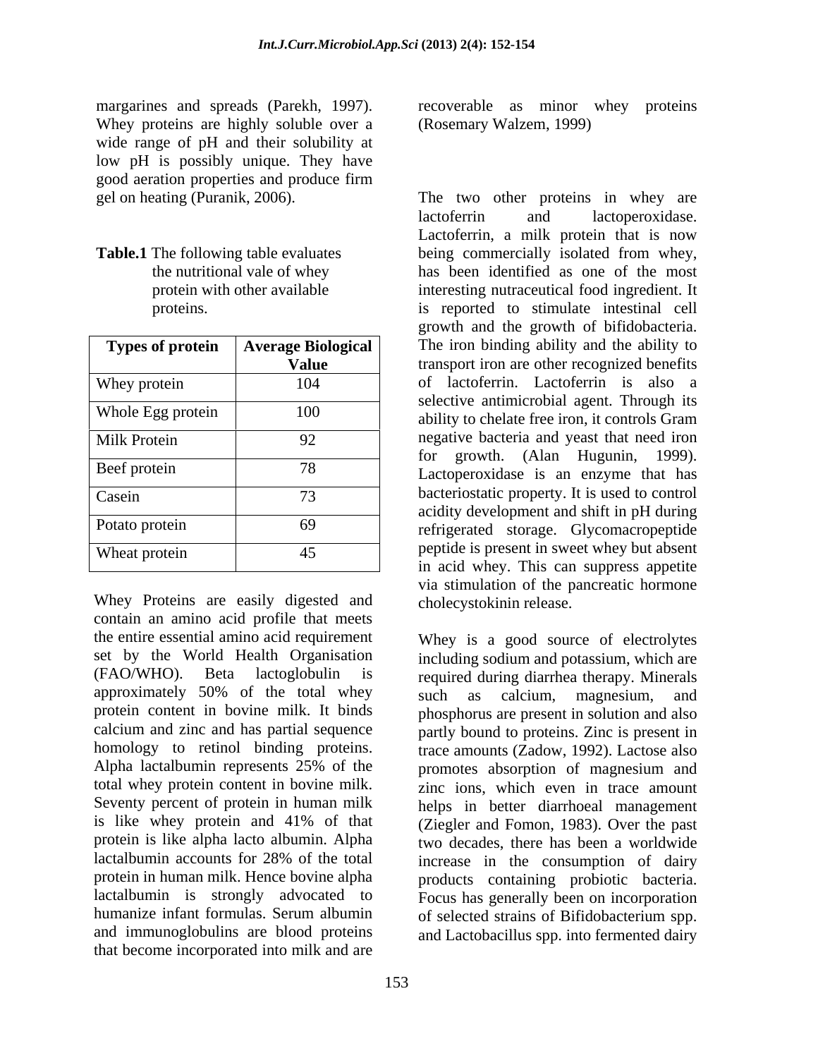margarines and spreads (Parekh, 1997). Whey proteins are highly soluble over a wide range of pH and their solubility at low pH is possibly unique. They have good aeration properties and produce firm gel on heating (Puranik, 2006).

**Table.1** The following table evaluates the nutritional vale of whey protein with other available proteins.

| Types of protein | Average Biological Value |
|---|---|
| Whey protein | 104 |
| Whole Egg protein | 100 |
| Milk Protein | 92 |
| Beef protein | 78 |
| Casein | 73 |
| Potato protein | 69 |
| Wheat protein | 45 |

Whey Proteins are easily digested and contain an amino acid profile that meets the entire essential amino acid requirement set by the World Health Organisation (FAO/WHO). Beta lactoglobulin is approximately 50% of the total whey protein content in bovine milk. It binds calcium and zinc and has partial sequence homology to retinol binding proteins. Alpha lactalbumin represents 25% of the total whey protein content in bovine milk. Seventy percent of protein in human milk is like whey protein and 41% of that protein is like alpha lacto albumin. Alpha lactalbumin accounts for 28% of the total protein in human milk. Hence bovine alpha lactalbumin is strongly advocated to humanize infant formulas. Serum albumin and immunoglobulins are blood proteins that become incorporated into milk and are recoverable as minor whey proteins (Rosemary Walzem, 1999)

The two other proteins in whey are lactoferrin and lactoperoxidase. Lactoferrin, a milk protein that is now being commercially isolated from whey, has been identified as one of the most interesting nutraceutical food ingredient. It is reported to stimulate intestinal cell growth and the growth of bifidobacteria. The iron binding ability and the ability to transport iron are other recognized benefits of lactoferrin. Lactoferrin is also a selective antimicrobial agent. Through its ability to chelate free iron, it controls Gram negative bacteria and yeast that need iron for growth. (Alan Hugunin, 1999). Lactoperoxidase is an enzyme that has bacteriostatic property. It is used to control acidity development and shift in pH during refrigerated storage. Glycomacropeptide peptide is present in sweet whey but absent in acid whey. This can suppress appetite via stimulation of the pancreatic hormone cholecystokinin release.

Whey is a good source of electrolytes including sodium and potassium, which are required during diarrhea therapy. Minerals such as calcium, magnesium, and phosphorus are present in solution and also partly bound to proteins. Zinc is present in trace amounts (Zadow, 1992). Lactose also promotes absorption of magnesium and zinc ions, which even in trace amount helps in better diarrhoeal management (Ziegler and Fomon, 1983). Over the past two decades, there has been a worldwide increase in the consumption of dairy products containing probiotic bacteria. Focus has generally been on incorporation of selected strains of Bifidobacterium spp. and Lactobacillus spp. into fermented dairy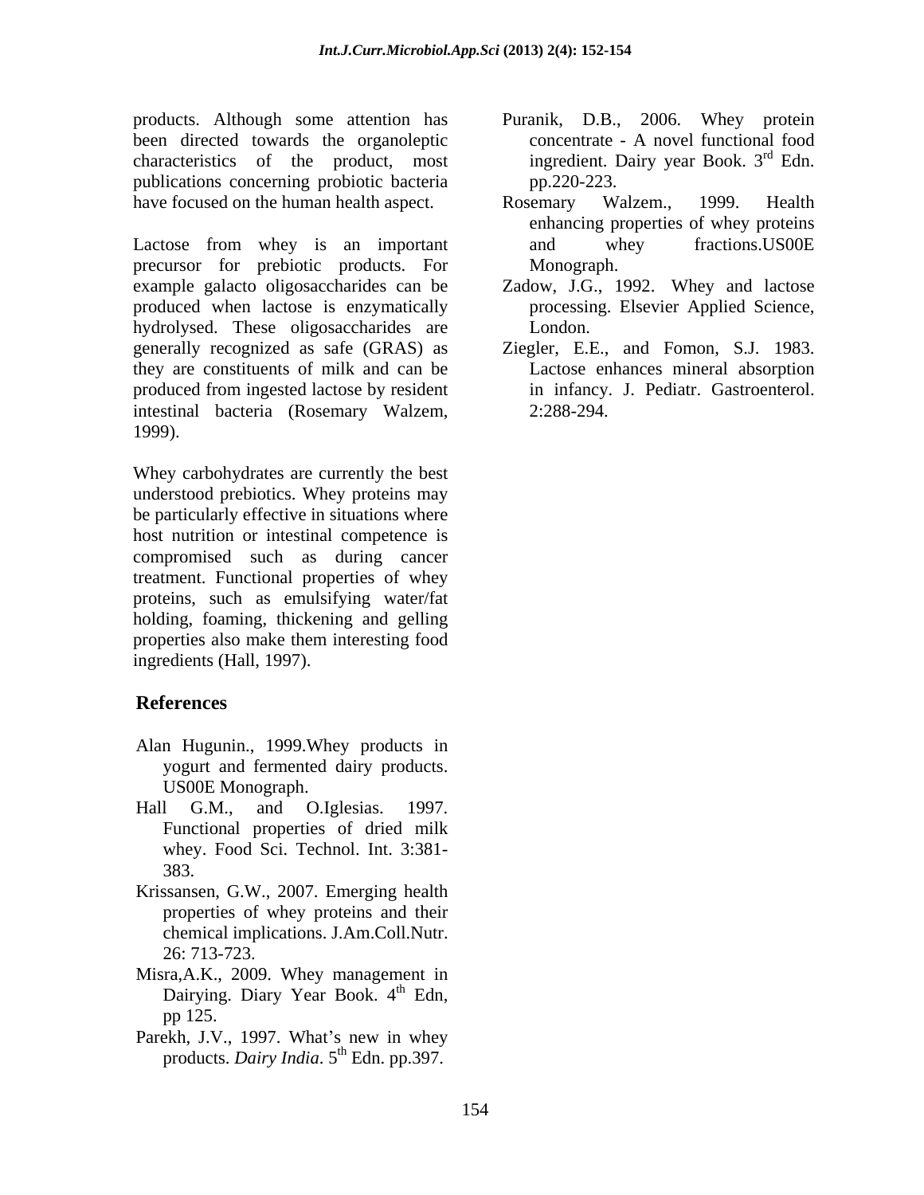products. Although some attention has been directed towards the organoleptic characteristics of the product, most publications concerning probiotic bacteria have focused on the human health aspect.

Lactose from whey is an important precursor for prebiotic products. For example galacto oligosaccharides can be produced when lactose is enzymatically hydrolysed. These oligosaccharides are generally recognized as safe (GRAS) as they are constituents of milk and can be produced from ingested lactose by resident intestinal bacteria (Rosemary Walzem, 1999).

Whey carbohydrates are currently the best understood prebiotics. Whey proteins may be particularly effective in situations where host nutrition or intestinal competence is compromised such as during cancer treatment. Functional properties of whey proteins, such as emulsifying water/fat holding, foaming, thickening and gelling properties also make them interesting food ingredients (Hall, 1997).

## References

- Alan Hugunin., 1999.Whey products in yogurt and fermented dairy products. US00E Monograph.
- Hall G.M., and O.Iglesias. 1997. Functional properties of dried milk whey. Food Sci. Technol. Int. 3:381-383.
- Krissansen, G.W., 2007. Emerging health properties of whey proteins and their chemical implications. J.Am.Coll.Nutr. 26: 713-723.
- Misra,A.K., 2009. Whey management in Dairying. Diary Year Book. 4th Edn, pp 125.
- Parekh, J.V., 1997. What's new in whey products. *Dairy India*. 5th Edn. pp.397.
- Puranik, D.B., 2006. Whey protein concentrate - A novel functional food ingredient. Dairy year Book. 3rd Edn. pp.220-223.
- Rosemary Walzem., 1999. Health enhancing properties of whey proteins and whey fractions.US00E Monograph.
- Zadow, J.G., 1992. Whey and lactose processing. Elsevier Applied Science, London.
- Ziegler, E.E., and Fomon, S.J. 1983. Lactose enhances mineral absorption in infancy. J. Pediatr. Gastroenterol. 2:288-294.